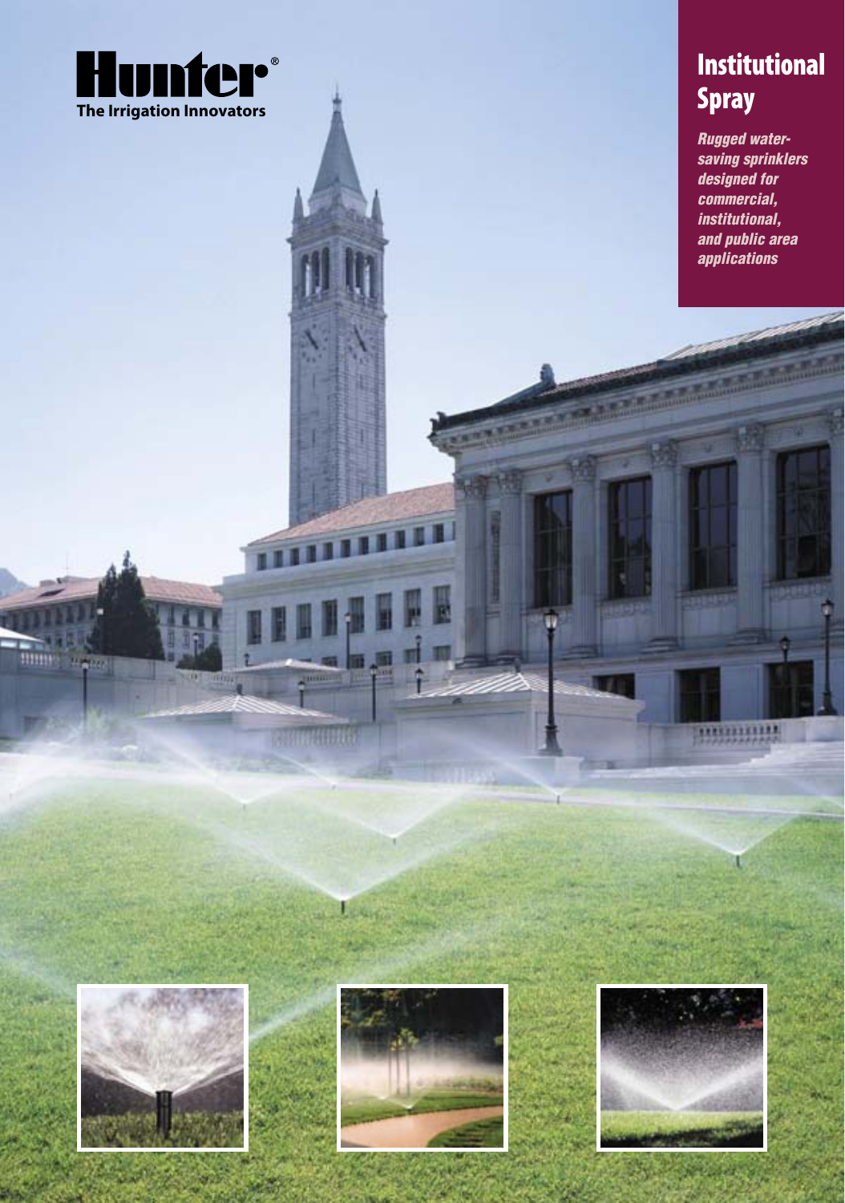**Hunter®**
**The Irrigation Innovators**

# Institutional Spray

***Rugged water-saving sprinklers designed for commercial, institutional, and public area applications***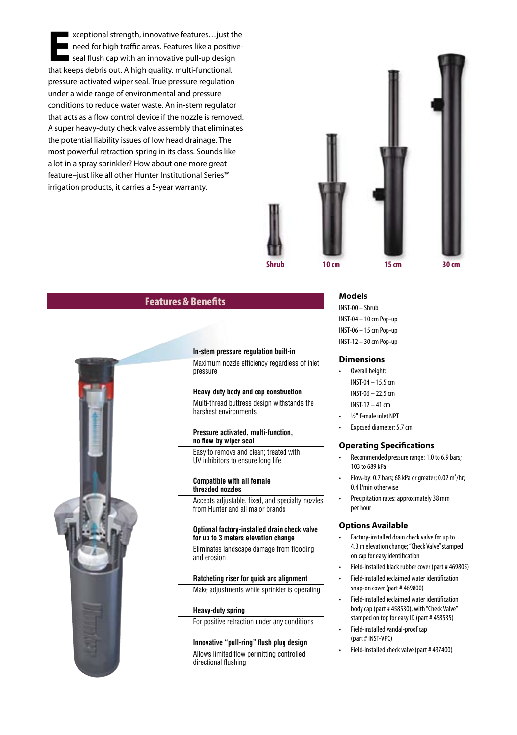Exceptional strength, innovative features…just the need for high traffic areas. Features like a positive-seal flush cap with an innovative pull-up design that keeps debris out. A high quality, multi-functional, pressure-activated wiper seal. True pressure regulation under a wide range of environmental and pressure conditions to reduce water waste. An in-stem regulator that acts as a flow control device if the nozzle is removed. A super heavy-duty check valve assembly that eliminates the potential liability issues of low head drainage. The most powerful retraction spring in its class. Sounds like a lot in a spray sprinkler? How about one more great feature–just like all other Hunter Institutional Series™ irrigation products, it carries a 5-year warranty.

Shrub | 10 cm | 15 cm | 30 cm

## Features & Benefits

**In-stem pressure regulation built-in**
Maximum nozzle efficiency regardless of inlet pressure

**Heavy-duty body and cap construction**
Multi-thread buttress design withstands the harshest environments

**Pressure activated, multi-function, no flow-by wiper seal**
Easy to remove and clean; treated with UV inhibitors to ensure long life

**Compatible with all female threaded nozzles**
Accepts adjustable, fixed, and specialty nozzles from Hunter and all major brands

**Optional factory-installed drain check valve for up to 3 meters elevation change**
Eliminates landscape damage from flooding and erosion

**Ratcheting riser for quick arc alignment**
Make adjustments while sprinkler is operating

**Heavy-duty spring**
For positive retraction under any conditions

**Innovative "pull-ring" flush plug design**
Allows limited flow permitting controlled directional flushing

## Models

INST-00 – Shrub
INST-04 – 10 cm Pop-up
INST-06 – 15 cm Pop-up
INST-12 – 30 cm Pop-up

## Dimensions

- Overall height:
  INST-04 – 15.5 cm
  INST-06 – 22.5 cm
  INST-12 – 41 cm
- ½" female inlet NPT
- Exposed diameter: 5.7 cm

## Operating Specifications

- Recommended pressure range: 1.0 to 6.9 bars; 103 to 689 kPa
- Flow-by: 0.7 bars; 68 kPa or greater; 0.02 $m^3$/hr; 0.4 l/min otherwise
- Precipitation rates: approximately 38 mm per hour

## Options Available

- Factory-installed drain check valve for up to 4.3 m elevation change; "Check Valve" stamped on cap for easy identification
- Field-installed black rubber cover (part # 469805)
- Field-installed reclaimed water identification snap-on cover (part # 469800)
- Field-installed reclaimed water identification body cap (part # 458530), with "Check Valve" stamped on top for easy ID (part # 458535)
- Field-installed vandal-proof cap (part # INST-VPC)
- Field-installed check valve (part # 437400)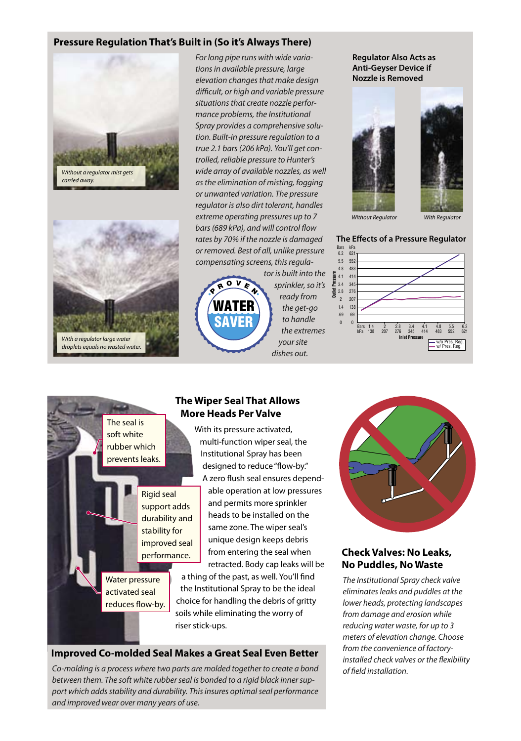## Pressure Regulation That's Built in (So it's Always There)

*Without a regulator mist gets carried away.*

*With a regulator large water droplets equals no wasted water.*

*For long pipe runs with wide variations in available pressure, large elevation changes that make design difficult, or high and variable pressure situations that create nozzle performance problems, the Institutional Spray provides a comprehensive solution. Built-in pressure regulation to a true 2.1 bars (206 kPa). You'll get controlled, reliable pressure to Hunter's wide array of available nozzles, as well as the elimination of misting, fogging or unwanted variation. The pressure regulator is also dirt tolerant, handles extreme operating pressures up to 7 bars (689 kPa), and will control flow rates by 70% if the nozzle is damaged or removed. Best of all, unlike pressure compensating screens, this regulator is built into the sprinkler, so it's ready from the get-go to handle the extremes your site dishes out.*

PROVEN WATER SAVER

### Regulator Also Acts as Anti-Geyser Device if Nozzle is Removed

*Without Regulator* *With Regulator*

### The Effects of a Pressure Regulator

Outlet Pressure (Bars / kPa): 0 / 0, .69 / 69, 1.4 / 138, 2 / 207, 2.8 / 276, 3.4 / 345, 4.1 / 414, 4.8 / 483, 5.5 / 552, 6.2 / 621

Inlet Pressure (Bars / kPa): 1.4 / 138, 2 / 207, 2.8 / 276, 3.4 / 345, 4.1 / 414, 4.8 / 483, 5.5 / 552, 6.2 / 621

— w/o Pres. Reg.
— w/ Pres. Reg.

## The Wiper Seal That Allows More Heads Per Valve

The seal is soft white rubber which prevents leaks.

Rigid seal support adds durability and stability for improved seal performance.

Water pressure activated seal reduces flow-by.

With its pressure activated, multi-function wiper seal, the Institutional Spray has been designed to reduce "flow-by." A zero flush seal ensures dependable operation at low pressures and permits more sprinkler heads to be installed on the same zone. The wiper seal's unique design keeps debris from entering the seal when retracted. Body cap leaks will be a thing of the past, as well. You'll find the Institutional Spray to be the ideal choice for handling the debris of gritty soils while eliminating the worry of riser stick-ups.

## Improved Co-molded Seal Makes a Great Seal Even Better

*Co-molding is a process where two parts are molded together to create a bond between them. The soft white rubber seal is bonded to a rigid black inner support which adds stability and durability. This insures optimal seal performance and improved wear over many years of use.*

## Check Valves: No Leaks, No Puddles, No Waste

*The Institutional Spray check valve eliminates leaks and puddles at the lower heads, protecting landscapes from damage and erosion while reducing water waste, for up to 3 meters of elevation change. Choose from the convenience of factory-installed check valves or the flexibility of field installation.*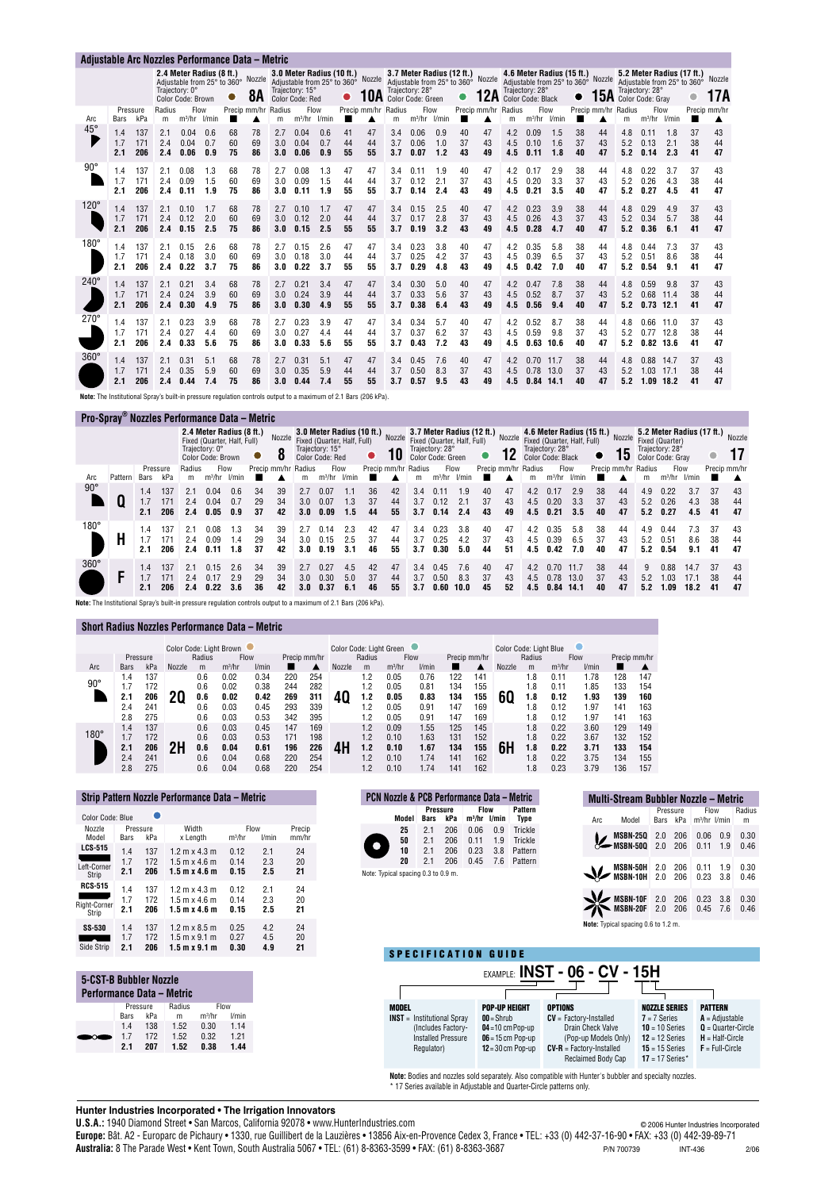## Adjustable Arc Nozzles Performance Data – Metric

| | | | 2.4 Meter Radius (8 ft.) Adjustable from 25° to 360° Trajectory: 0° Color Code: Brown — Nozzle 8A | | | | | 3.0 Meter Radius (10 ft.) Adjustable from 25° to 360° Trajectory: 15° Color Code: Red — Nozzle 10A | | | | | 3.7 Meter Radius (12 ft.) Adjustable from 25° to 360° Trajectory: 28° Color Code: Green — Nozzle 12A | | | | | 4.6 Meter Radius (15 ft.) Adjustable from 25° to 360° Trajectory: 28° Color Code: Black — Nozzle 15A | | | | | 5.2 Meter Radius (17 ft.) Adjustable from 25° to 360° Trajectory: 28° Color Code: Gray — Nozzle 17A | | | | |
|---|---|---|---|---|---|---|---|---|---|---|---|---|---|---|---|---|---|---|---|---|---|---|---|---|---|---|---|---|
| | Pressure | | Radius | Flow | | Precip mm/hr | | Radius | Flow | | Precip mm/hr | | Radius | Flow | | Precip mm/hr | | Radius | Flow | | Precip mm/hr | | Radius | Flow | | Precip mm/hr | |
| Arc | Bars | kPa | m | m³/hr | l/min | ■ | ▲ | m | m³/hr | l/min | ■ | ▲ | m | m³/hr | l/min | ■ | ▲ | m | m³/hr | l/min | ■ | ▲ | m | m³/hr | l/min | ■ | ▲ |
| 45° | 1.4 | 137 | 2.1 | 0.04 | 0.6 | 68 | 78 | 2.7 | 0.04 | 0.6 | 41 | 47 | 3.4 | 0.06 | 0.9 | 40 | 47 | 4.2 | 0.09 | 1.5 | 38 | 44 | 4.8 | 0.11 | 1.8 | 37 | 43 |
| | 1.7 | 171 | 2.4 | 0.04 | 0.7 | 60 | 69 | 3.0 | 0.04 | 0.7 | 44 | 44 | 3.7 | 0.06 | 1.0 | 37 | 43 | 4.5 | 0.10 | 1.6 | 37 | 43 | 5.2 | 0.13 | 2.1 | 38 | 44 |
| | **2.1** | **206** | **2.4** | **0.06** | **0.9** | **75** | **86** | **3.0** | **0.06** | **0.9** | **55** | **55** | **3.7** | **0.07** | **1.2** | **43** | **49** | **4.5** | **0.11** | **1.8** | **40** | **47** | **5.2** | **0.14** | **2.3** | **41** | **47** |
| 90° | 1.4 | 137 | 2.1 | 0.08 | 1.3 | 68 | 78 | 2.7 | 0.08 | 1.3 | 47 | 47 | 3.4 | 0.11 | 1.9 | 40 | 47 | 4.2 | 0.17 | 2.9 | 38 | 44 | 4.8 | 0.22 | 3.7 | 37 | 43 |
| | 1.7 | 171 | 2.4 | 0.09 | 1.5 | 60 | 69 | 3.0 | 0.09 | 1.5 | 44 | 44 | 3.7 | 0.12 | 2.1 | 37 | 43 | 4.5 | 0.20 | 3.3 | 37 | 43 | 5.2 | 0.26 | 4.3 | 38 | 44 |
| | **2.1** | **206** | **2.4** | **0.11** | **1.9** | **75** | **86** | **3.0** | **0.11** | **1.9** | **55** | **55** | **3.7** | **0.14** | **2.4** | **43** | **49** | **4.5** | **0.21** | **3.5** | **40** | **47** | **5.2** | **0.27** | **4.5** | **41** | **47** |
| 120° | 1.4 | 137 | 2.1 | 0.10 | 1.7 | 68 | 78 | 2.7 | 0.10 | 1.7 | 47 | 47 | 3.4 | 0.15 | 2.5 | 40 | 47 | 4.2 | 0.23 | 3.9 | 38 | 44 | 4.8 | 0.29 | 4.9 | 37 | 43 |
| | 1.7 | 171 | 2.4 | 0.12 | 2.0 | 60 | 69 | 3.0 | 0.12 | 2.0 | 44 | 44 | 3.7 | 0.17 | 2.8 | 37 | 43 | 4.5 | 0.26 | 4.3 | 37 | 43 | 5.2 | 0.34 | 5.7 | 38 | 44 |
| | **2.1** | **206** | **2.4** | **0.15** | **2.5** | **75** | **86** | **3.0** | **0.15** | **2.5** | **55** | **55** | **3.7** | **0.19** | **3.2** | **43** | **49** | **4.5** | **0.28** | **4.7** | **40** | **47** | **5.2** | **0.36** | **6.1** | **41** | **47** |
| 180° | 1.4 | 137 | 2.1 | 0.15 | 2.6 | 68 | 78 | 2.7 | 0.15 | 2.6 | 47 | 47 | 3.4 | 0.23 | 3.8 | 40 | 47 | 4.2 | 0.35 | 5.8 | 38 | 44 | 4.8 | 0.44 | 7.3 | 37 | 43 |
| | 1.7 | 171 | 2.4 | 0.18 | 3.0 | 60 | 69 | 3.0 | 0.18 | 3.0 | 44 | 44 | 3.7 | 0.25 | 4.2 | 37 | 43 | 4.5 | 0.39 | 6.5 | 37 | 43 | 5.2 | 0.51 | 8.6 | 38 | 44 |
| | **2.1** | **206** | **2.4** | **0.22** | **3.7** | **75** | **86** | **3.0** | **0.22** | **3.7** | **55** | **55** | **3.7** | **0.29** | **4.8** | **43** | **49** | **4.5** | **0.42** | **7.0** | **40** | **47** | **5.2** | **0.54** | **9.1** | **41** | **47** |
| 240° | 1.4 | 137 | 2.1 | 0.21 | 3.4 | 68 | 78 | 2.7 | 0.21 | 3.4 | 47 | 47 | 3.4 | 0.30 | 5.0 | 40 | 47 | 4.2 | 0.47 | 7.8 | 38 | 44 | 4.8 | 0.59 | 9.8 | 37 | 43 |
| | 1.7 | 171 | 2.4 | 0.24 | 3.9 | 60 | 69 | 3.0 | 0.24 | 3.9 | 44 | 44 | 3.7 | 0.33 | 5.6 | 37 | 43 | 4.5 | 0.52 | 8.7 | 37 | 43 | 5.2 | 0.68 | 11.4 | 38 | 44 |
| | **2.1** | **206** | **2.4** | **0.30** | **4.9** | **75** | **86** | **3.0** | **0.30** | **4.9** | **55** | **55** | **3.7** | **0.38** | **6.4** | **43** | **49** | **4.5** | **0.56** | **9.4** | **40** | **47** | **5.2** | **0.73** | **12.1** | **41** | **47** |
| 270° | 1.4 | 137 | 2.1 | 0.23 | 3.9 | 68 | 78 | 2.7 | 0.23 | 3.9 | 47 | 47 | 3.4 | 0.34 | 5.7 | 40 | 47 | 4.2 | 0.52 | 8.7 | 38 | 44 | 4.8 | 0.66 | 11.0 | 37 | 43 |
| | 1.7 | 171 | 2.4 | 0.27 | 4.4 | 60 | 69 | 3.0 | 0.27 | 4.4 | 44 | 44 | 3.7 | 0.37 | 6.2 | 37 | 43 | 4.5 | 0.59 | 9.8 | 37 | 43 | 5.2 | 0.77 | 12.8 | 38 | 44 |
| | **2.1** | **206** | **2.4** | **0.33** | **5.6** | **75** | **86** | **3.0** | **0.33** | **5.6** | **55** | **55** | **3.7** | **0.43** | **7.2** | **43** | **49** | **4.5** | **0.63** | **10.6** | **40** | **47** | **5.2** | **0.82** | **13.6** | **41** | **47** |
| 360° | 1.4 | 137 | 2.1 | 0.31 | 5.1 | 68 | 78 | 2.7 | 0.31 | 5.1 | 47 | 47 | 3.4 | 0.45 | 7.6 | 40 | 47 | 4.2 | 0.70 | 11.7 | 38 | 44 | 4.8 | 0.88 | 14.7 | 37 | 43 |
| | 1.7 | 171 | 2.4 | 0.35 | 5.9 | 60 | 69 | 3.0 | 0.35 | 5.9 | 44 | 44 | 3.7 | 0.50 | 8.3 | 37 | 43 | 4.5 | 0.78 | 13.0 | 37 | 43 | 5.2 | 1.03 | 17.1 | 38 | 44 |
| | **2.1** | **206** | **2.4** | **0.44** | **7.4** | **75** | **86** | **3.0** | **0.44** | **7.4** | **55** | **55** | **3.7** | **0.57** | **9.5** | **43** | **49** | **4.5** | **0.84** | **14.1** | **40** | **47** | **5.2** | **1.09** | **18.2** | **41** | **47** |

**Note:** The Institutional Spray's built-in pressure regulation controls output to a maximum of 2.1 Bars (206 kPa).

## Pro-Spray® Nozzles Performance Data – Metric

| | | | | 2.4 Meter Radius (8 ft.) Fixed (Quarter, Half, Full) Trajectory: 0° Color Code: Brown — Nozzle 8 | | | | | 3.0 Meter Radius (10 ft.) Fixed (Quarter, Half, Full) Trajectory: 15° Color Code: Red — Nozzle 10 | | | | | 3.7 Meter Radius (12 ft.) Fixed (Quarter, Half, Full) Trajectory: 28° Color Code: Green — Nozzle 12 | | | | | 4.6 Meter Radius (15 ft.) Fixed (Quarter, Half, Full) Trajectory: 28° Color Code: Black — Nozzle 15 | | | | | 5.2 Meter Radius (17 ft.) Fixed (Quarter) Trajectory: 28° Color Code: Gray — Nozzle 17 | | | | |
|---|---|---|---|---|---|---|---|---|---|---|---|---|---|---|---|---|---|---|---|---|---|---|---|---|---|---|---|---|---|
| | | Pressure | | Radius | Flow | | Precip mm/hr | | Radius | Flow | | Precip mm/hr | | Radius | Flow | | Precip mm/hr | | Radius | Flow | | Precip mm/hr | | Radius | Flow | | Precip mm/hr | |
| Arc | Pattern | Bars | kPa | m | m³/hr | l/min | ■ | ▲ | m | m³/hr | l/min | ■ | ▲ | m | m³/hr | l/min | ■ | ▲ | m | m³/hr | l/min | ■ | ▲ | m | m³/hr | l/min | ■ | ▲ |
| 90° | Q | 1.4 | 137 | 2.1 | 0.04 | 0.6 | 34 | 39 | 2.7 | 0.07 | 1.1 | 36 | 42 | 3.4 | 0.11 | 1.9 | 40 | 47 | 4.2 | 0.17 | 2.9 | 38 | 44 | 4.9 | 0.22 | 3.7 | 37 | 43 |
| | | 1.7 | 171 | 2.4 | 0.04 | 0.7 | 29 | 34 | 3.0 | 0.07 | 1.3 | 37 | 44 | 3.7 | 0.12 | 2.1 | 37 | 43 | 4.5 | 0.20 | 3.3 | 37 | 43 | 5.2 | 0.26 | 4.3 | 38 | 44 |
| | | **2.1** | **206** | **2.4** | **0.05** | **0.9** | **37** | **42** | **3.0** | **0.09** | **1.5** | **44** | **55** | **3.7** | **0.14** | **2.4** | **43** | **49** | **4.5** | **0.21** | **3.5** | **40** | **47** | **5.2** | **0.27** | **4.5** | **41** | **47** |
| 180° | H | 1.4 | 137 | 2.1 | 0.08 | 1.3 | 34 | 39 | 2.7 | 0.14 | 2.3 | 42 | 47 | 3.4 | 0.23 | 3.8 | 40 | 47 | 4.2 | 0.35 | 5.8 | 38 | 44 | 4.9 | 0.44 | 7.3 | 37 | 43 |
| | | 1.7 | 171 | 2.4 | 0.09 | 1.4 | 29 | 34 | 3.0 | 0.15 | 2.5 | 37 | 44 | 3.7 | 0.25 | 4.2 | 37 | 43 | 4.5 | 0.39 | 6.5 | 37 | 43 | 5.2 | 0.51 | 8.6 | 38 | 44 |
| | | **2.1** | **206** | **2.4** | **0.11** | **1.8** | **37** | **42** | **3.0** | **0.19** | **3.1** | **46** | **55** | **3.7** | **0.30** | **5.0** | **44** | **51** | **4.5** | **0.42** | **7.0** | **40** | **47** | **5.2** | **0.54** | **9.1** | **41** | **47** |
| 360° | F | 1.4 | 137 | 2.1 | 0.15 | 2.6 | 34 | 39 | 2.7 | 0.27 | 4.5 | 42 | 47 | 3.4 | 0.45 | 7.6 | 40 | 47 | 4.2 | 0.70 | 11.7 | 38 | 44 | 9 | 0.88 | 14.7 | 37 | 43 |
| | | 1.7 | 171 | 2.4 | 0.17 | 2.9 | 29 | 34 | 3.0 | 0.30 | 5.0 | 37 | 44 | 3.7 | 0.50 | 8.3 | 37 | 43 | 4.5 | 0.78 | 13.0 | 37 | 43 | 5.2 | 1.03 | 17.1 | 38 | 44 |
| | | **2.1** | **206** | **2.4** | **0.22** | **3.6** | **36** | **42** | **3.0** | **0.37** | **6.1** | **46** | **55** | **3.7** | **0.60** | **10.0** | **45** | **52** | **4.5** | **0.84** | **14.1** | **40** | **47** | **5.2** | **1.09** | **18.2** | **41** | **47** |

**Note:** The Institutional Spray's built-in pressure regulation controls output to a maximum of 2.1 Bars (206 kPa).

## Short Radius Nozzles Performance Data – Metric

| | | | Color Code: Light Brown | | | | | | Color Code: Light Green | | | | | | Color Code: Light Blue | | | | | |
|---|---|---|---|---|---|---|---|---|---|---|---|---|---|---|---|---|---|---|---|---|
| | Pressure | | | Radius | Flow | | Precip mm/hr | | | Radius | Flow | | Precip mm/hr | | | Radius | Flow | | Precip mm/hr | |
| Arc | Bars | kPa | Nozzle | m | m³/hr | l/min | ■ | ▲ | Nozzle | m | m³/hr | l/min | ■ | ▲ | Nozzle | m | m³/hr | l/min | ■ | ▲ |
| 90° | 1.4 | 137 | 2Q | 0.6 | 0.02 | 0.34 | 220 | 254 | 4Q | 1.2 | 0.05 | 0.76 | 122 | 141 | 6Q | 1.8 | 0.11 | 1.78 | 128 | 147 |
| | 1.7 | 172 | | 0.6 | 0.02 | 0.38 | 244 | 282 | | 1.2 | 0.05 | 0.81 | 134 | 155 | | 1.8 | 0.11 | 1.85 | 133 | 154 |
| | **2.1** | **206** | | **0.6** | **0.02** | **0.42** | **269** | **311** | | **1.2** | **0.05** | **0.83** | **134** | **155** | | **1.8** | **0.12** | **1.93** | **139** | **160** |
| | 2.4 | 241 | | 0.6 | 0.03 | 0.45 | 293 | 339 | | 1.2 | 0.05 | 0.91 | 147 | 169 | | 1.8 | 0.12 | 1.97 | 141 | 163 |
| | 2.8 | 275 | | 0.6 | 0.03 | 0.53 | 342 | 395 | | 1.2 | 0.05 | 0.91 | 147 | 169 | | 1.8 | 0.12 | 1.97 | 141 | 163 |
| 180° | 1.4 | 137 | 2H | 0.6 | 0.03 | 0.45 | 147 | 169 | 4H | 1.2 | 0.09 | 1.55 | 125 | 145 | 6H | 1.8 | 0.22 | 3.60 | 129 | 149 |
| | 1.7 | 172 | | 0.6 | 0.03 | 0.53 | 171 | 198 | | 1.2 | 0.10 | 1.63 | 131 | 152 | | 1.8 | 0.22 | 3.67 | 132 | 152 |
| | **2.1** | **206** | | **0.6** | **0.04** | **0.61** | **196** | **226** | | **1.2** | **0.10** | **1.67** | **134** | **155** | | **1.8** | **0.22** | **3.71** | **133** | **154** |
| | 2.4 | 241 | | 0.6 | 0.04 | 0.68 | 220 | 254 | | 1.2 | 0.10 | 1.74 | 141 | 162 | | 1.8 | 0.22 | 3.75 | 134 | 155 |
| | 2.8 | 275 | | 0.6 | 0.04 | 0.68 | 220 | 254 | | 1.2 | 0.10 | 1.74 | 141 | 162 | | 1.8 | 0.23 | 3.79 | 136 | 157 |

## Strip Pattern Nozzle Performance Data – Metric

Color Code: Blue

| Nozzle Model | Pressure Bars | kPa | Width x Length | Flow m³/hr | l/min | Precip mm/hr |
|---|---|---|---|---|---|---|
| LCS-515 Left-Corner Strip | 1.4 | 137 | 1.2 m x 4.3 m | 0.12 | 2.1 | 24 |
| | 1.7 | 172 | 1.5 m x 4.6 m | 0.14 | 2.3 | 20 |
| | **2.1** | **206** | **1.5 m x 4.6 m** | **0.15** | **2.5** | **21** |
| RCS-515 Right-Corner Strip | 1.4 | 137 | 1.2 m x 4.3 m | 0.12 | 2.1 | 24 |
| | 1.7 | 172 | 1.5 m x 4.6 m | 0.14 | 2.3 | 20 |
| | **2.1** | **206** | **1.5 m x 4.6 m** | **0.15** | **2.5** | **21** |
| SS-530 Side Strip | 1.4 | 137 | 1.2 m x 8.5 m | 0.25 | 4.2 | 24 |
| | 1.7 | 172 | 1.5 m x 9.1 m | 0.27 | 4.5 | 20 |
| | **2.1** | **206** | **1.5 m x 9.1 m** | **0.30** | **4.9** | **21** |

## 5-CST-B Bubbler Nozzle Performance Data – Metric

| Pressure Bars | kPa | Radius m | Flow m³/hr | l/min |
|---|---|---|---|---|
| 1.4 | 138 | 1.52 | 0.30 | 1.14 |
| 1.7 | 172 | 1.52 | 0.32 | 1.21 |
| **2.1** | **207** | **1.52** | **0.38** | **1.44** |

## PCN Nozzle & PCB Performance Data – Metric

| Model | Pressure Bars | kPa | Flow m³/hr | l/min | Pattern Type |
|---|---|---|---|---|---|
| 25 | 2.1 | 206 | 0.06 | 0.9 | Trickle |
| 50 | 2.1 | 206 | 0.11 | 1.9 | Trickle |
| 10 | 2.1 | 206 | 0.23 | 3.8 | Pattern |
| 20 | 2.1 | 206 | 0.45 | 7.6 | Pattern |

Note: Typical spacing 0.3 to 0.9 m.

## Multi-Stream Bubbler Nozzle – Metric

| Arc | Model | Pressure Bars | kPa | Flow m³/hr | l/min | Radius m |
|---|---|---|---|---|---|---|
| | MSBN-25Q | 2.0 | 206 | 0.06 | 0.9 | 0.30 |
| | MSBN-50Q | 2.0 | 206 | 0.11 | 1.9 | 0.46 |
| | MSBN-50H | 2.0 | 206 | 0.11 | 1.9 | 0.30 |
| | MSBN-10H | 2.0 | 206 | 0.23 | 3.8 | 0.46 |
| | MSBN-10F | 2.0 | 206 | 0.23 | 3.8 | 0.30 |
| | MSBN-20F | 2.0 | 206 | 0.45 | 7.6 | 0.46 |

**Note:** Typical spacing 0.6 to 1.2 m.

## SPECIFICATION GUIDE

EXAMPLE: **INST - 06 - CV - 15H**

| MODEL | POP-UP HEIGHT | OPTIONS | NOZZLE SERIES | PATTERN |
|---|---|---|---|---|
| **INST** = Institutional Spray (Includes Factory-Installed Pressure Regulator) | **00** = Shrub<br>**04** = 10 cm Pop-up<br>**06** = 15 cm Pop-up<br>**12** = 30 cm Pop-up | **CV** = Factory-Installed Drain Check Valve (Pop-up Models Only)<br>**CV-R** = Factory-Installed Reclaimed Body Cap | **7** = 7 Series<br>**10** = 10 Series<br>**12** = 12 Series<br>**15** = 15 Series<br>**17** = 17 Series* | **A** = Adjustable<br>**Q** = Quarter-Circle<br>**H** = Half-Circle<br>**F** = Full-Circle |

**Note:** Bodies and nozzles sold separately. Also compatible with Hunter's bubbler and specialty nozzles.
* 17 Series available in Adjustable and Quarter-Circle patterns only.

**Hunter Industries Incorporated • The Irrigation Innovators**

**U.S.A.:** 1940 Diamond Street • San Marcos, California 92078 • www.HunterIndustries.com

**Europe:** Bât. A2 - Europarc de Pichaury • 1330, rue Guillibert de la Lauzières • 13856 Aix-en-Provence Cedex 3, France • TEL: +33 (0) 442-37-16-90 • FAX: +33 (0) 442-39-89-71

**Australia:** 8 The Parade West • Kent Town, South Australia 5067 • TEL: (61) 8-8363-3599 • FAX: (61) 8-8363-3687

© 2006 Hunter Industries Incorporated P/N 700739 INT-436 2/06